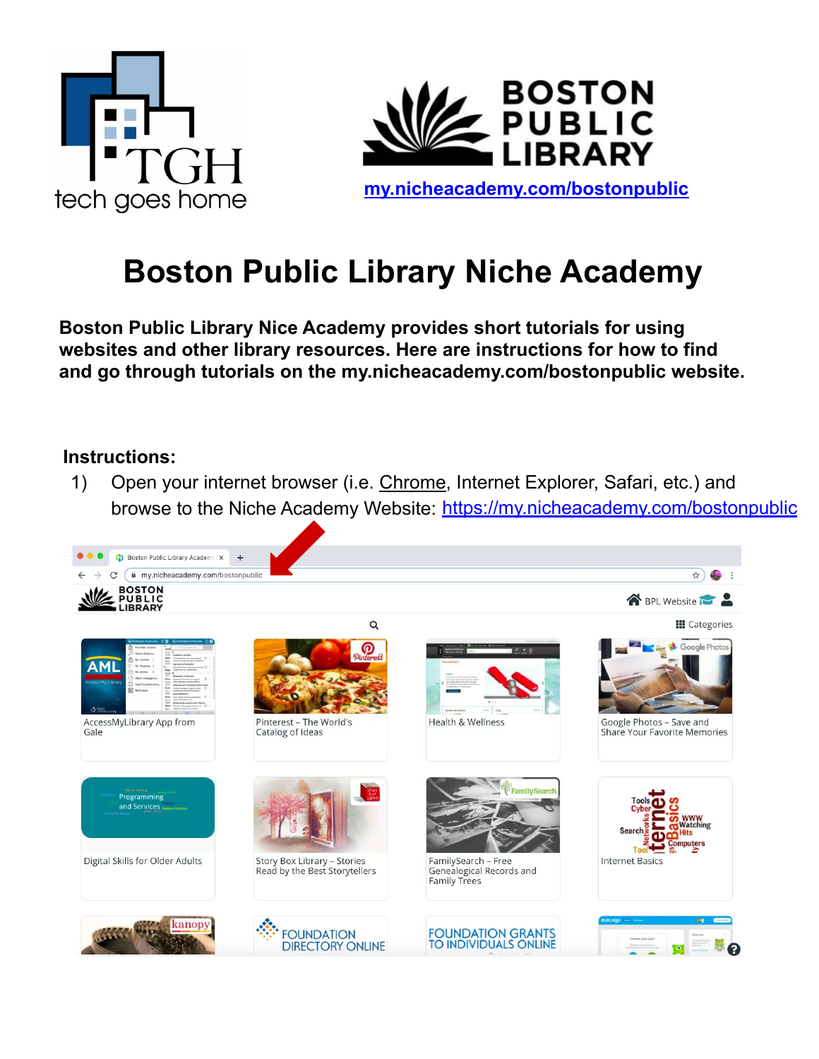# Boston Public Library Niche Academy

[my.nicheacademy.com/bostonpublic](https://my.nicheacademy.com/bostonpublic)

**Boston Public Library Nice Academy provides short tutorials for using websites and other library resources. Here are instructions for how to find and go through tutorials on the my.nicheacademy.com/bostonpublic website.**

## Instructions:

1) Open your internet browser (i.e. Chrome, Internet Explorer, Safari, etc.) and browse to the Niche Academy Website: [https://my.nicheacademy.com/bostonpublic](https://my.nicheacademy.com/bostonpublic)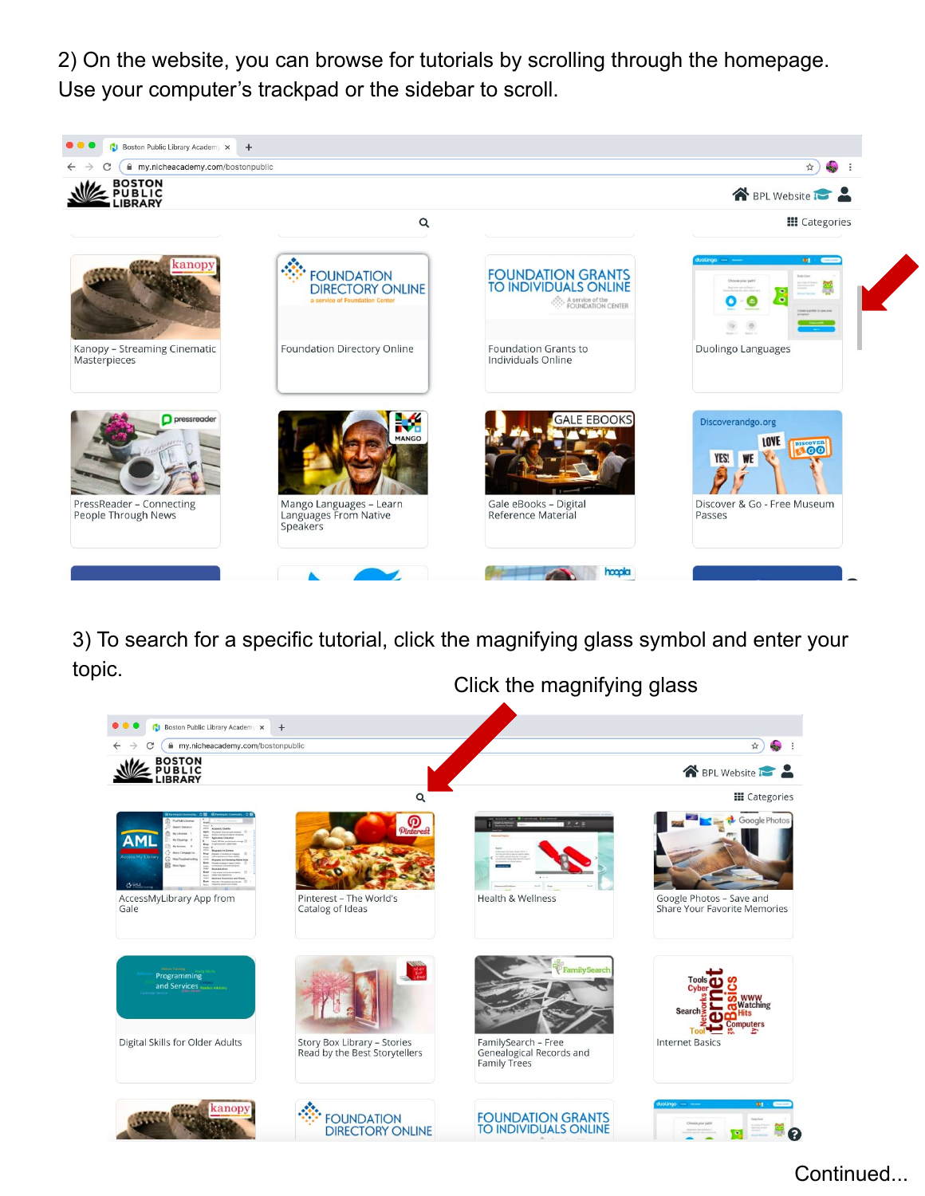2) On the website, you can browse for tutorials by scrolling through the homepage. Use your computer's trackpad or the sidebar to scroll.

3) To search for a specific tutorial, click the magnifying glass symbol and enter your topic.

Click the magnifying glass

Continued...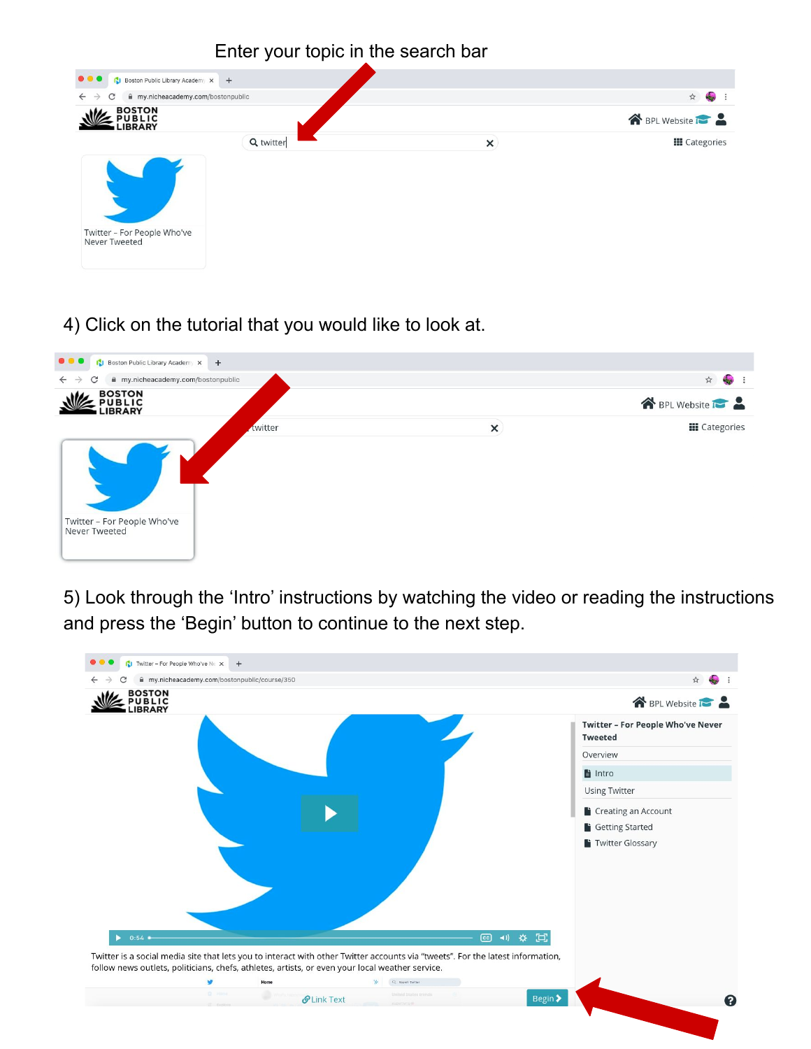Enter your topic in the search bar

4) Click on the tutorial that you would like to look at.

5) Look through the ‘Intro’ instructions by watching the video or reading the instructions and press the ‘Begin’ button to continue to the next step.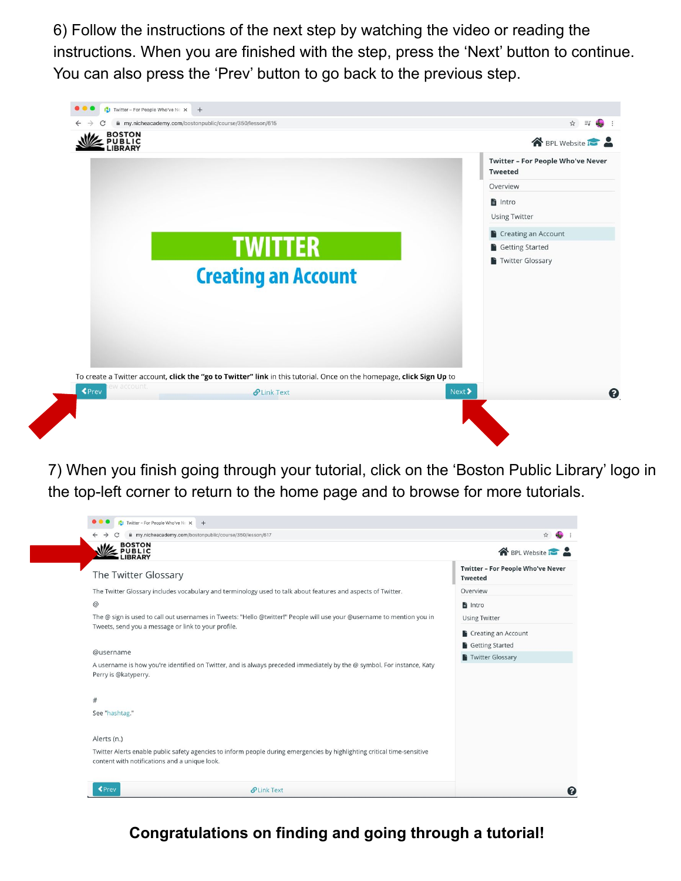6) Follow the instructions of the next step by watching the video or reading the instructions. When you are finished with the step, press the 'Next' button to continue. You can also press the 'Prev' button to go back to the previous step.

7) When you finish going through your tutorial, click on the 'Boston Public Library' logo in the top-left corner to return to the home page and to browse for more tutorials.

**Congratulations on finding and going through a tutorial!**